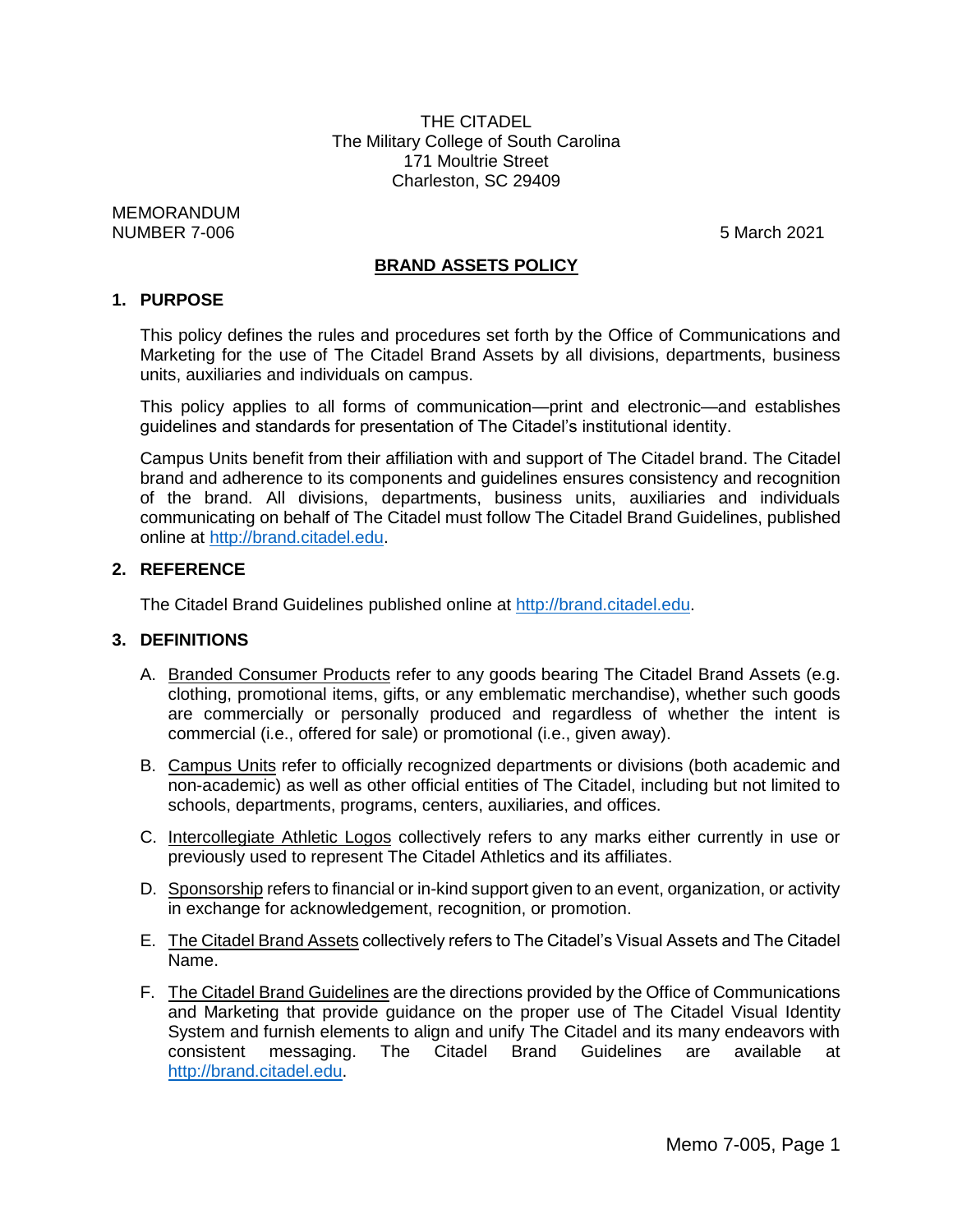THE CITADEL
The Military College of South Carolina
171 Moultrie Street
Charleston, SC 29409

MEMORANDUM
NUMBER 7-006

5 March 2021

# BRAND ASSETS POLICY

## 1. PURPOSE

This policy defines the rules and procedures set forth by the Office of Communications and Marketing for the use of The Citadel Brand Assets by all divisions, departments, business units, auxiliaries and individuals on campus.

This policy applies to all forms of communication—print and electronic—and establishes guidelines and standards for presentation of The Citadel's institutional identity.

Campus Units benefit from their affiliation with and support of The Citadel brand. The Citadel brand and adherence to its components and guidelines ensures consistency and recognition of the brand. All divisions, departments, business units, auxiliaries and individuals communicating on behalf of The Citadel must follow The Citadel Brand Guidelines, published online at http://brand.citadel.edu.

## 2. REFERENCE

The Citadel Brand Guidelines published online at http://brand.citadel.edu.

## 3. DEFINITIONS

A. Branded Consumer Products refer to any goods bearing The Citadel Brand Assets (e.g. clothing, promotional items, gifts, or any emblematic merchandise), whether such goods are commercially or personally produced and regardless of whether the intent is commercial (i.e., offered for sale) or promotional (i.e., given away).

B. Campus Units refer to officially recognized departments or divisions (both academic and non-academic) as well as other official entities of The Citadel, including but not limited to schools, departments, programs, centers, auxiliaries, and offices.

C. Intercollegiate Athletic Logos collectively refers to any marks either currently in use or previously used to represent The Citadel Athletics and its affiliates.

D. Sponsorship refers to financial or in-kind support given to an event, organization, or activity in exchange for acknowledgement, recognition, or promotion.

E. The Citadel Brand Assets collectively refers to The Citadel's Visual Assets and The Citadel Name.

F. The Citadel Brand Guidelines are the directions provided by the Office of Communications and Marketing that provide guidance on the proper use of The Citadel Visual Identity System and furnish elements to align and unify The Citadel and its many endeavors with consistent messaging. The Citadel Brand Guidelines are available at http://brand.citadel.edu.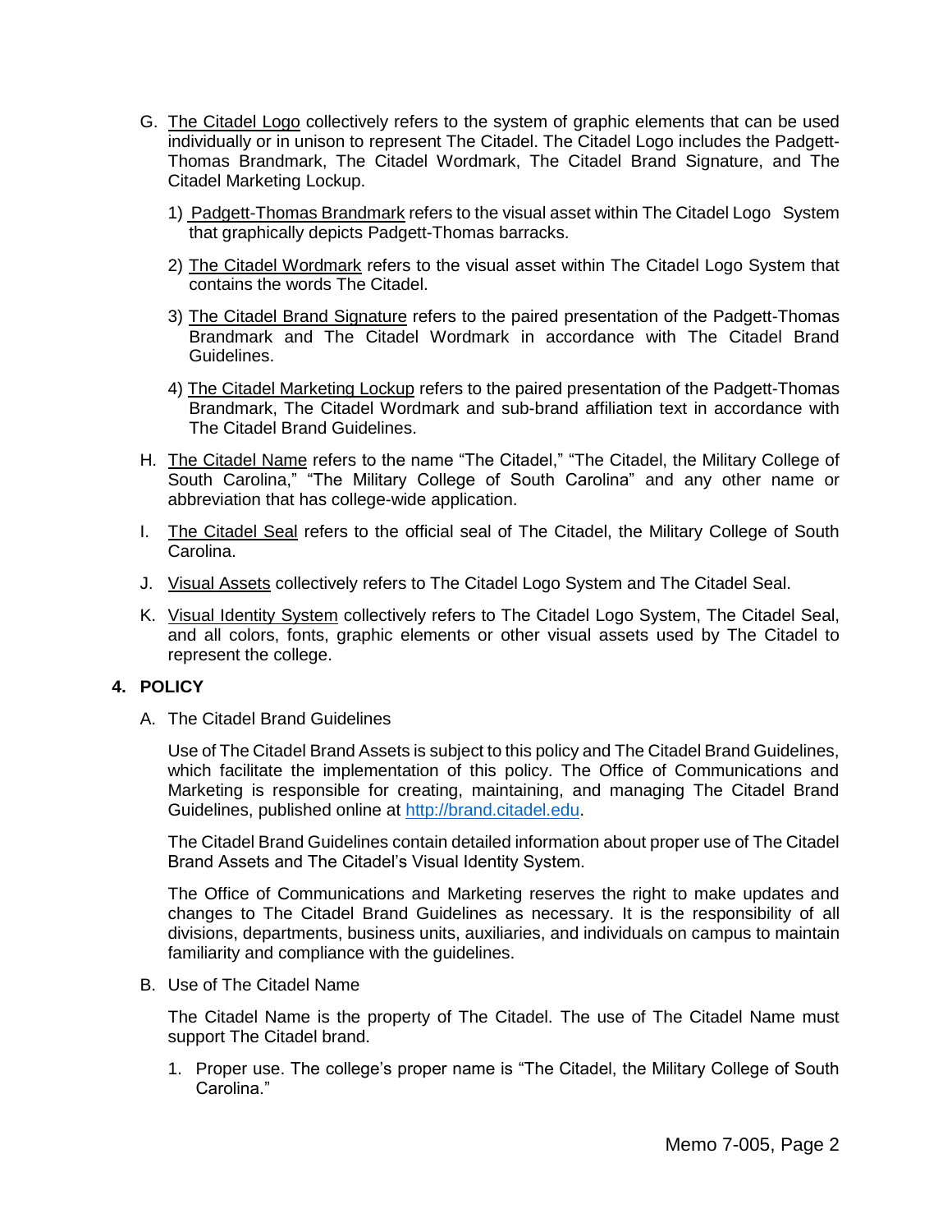G. The Citadel Logo collectively refers to the system of graphic elements that can be used individually or in unison to represent The Citadel. The Citadel Logo includes the Padgett-Thomas Brandmark, The Citadel Wordmark, The Citadel Brand Signature, and The Citadel Marketing Lockup.

1) Padgett-Thomas Brandmark refers to the visual asset within The Citadel Logo System that graphically depicts Padgett-Thomas barracks.

2) The Citadel Wordmark refers to the visual asset within The Citadel Logo System that contains the words The Citadel.

3) The Citadel Brand Signature refers to the paired presentation of the Padgett-Thomas Brandmark and The Citadel Wordmark in accordance with The Citadel Brand Guidelines.

4) The Citadel Marketing Lockup refers to the paired presentation of the Padgett-Thomas Brandmark, The Citadel Wordmark and sub-brand affiliation text in accordance with The Citadel Brand Guidelines.

H. The Citadel Name refers to the name "The Citadel," "The Citadel, the Military College of South Carolina," "The Military College of South Carolina" and any other name or abbreviation that has college-wide application.

I. The Citadel Seal refers to the official seal of The Citadel, the Military College of South Carolina.

J. Visual Assets collectively refers to The Citadel Logo System and The Citadel Seal.

K. Visual Identity System collectively refers to The Citadel Logo System, The Citadel Seal, and all colors, fonts, graphic elements or other visual assets used by The Citadel to represent the college.

## 4. POLICY

A. The Citadel Brand Guidelines

Use of The Citadel Brand Assets is subject to this policy and The Citadel Brand Guidelines, which facilitate the implementation of this policy. The Office of Communications and Marketing is responsible for creating, maintaining, and managing The Citadel Brand Guidelines, published online at [http://brand.citadel.edu](http://brand.citadel.edu).

The Citadel Brand Guidelines contain detailed information about proper use of The Citadel Brand Assets and The Citadel's Visual Identity System.

The Office of Communications and Marketing reserves the right to make updates and changes to The Citadel Brand Guidelines as necessary. It is the responsibility of all divisions, departments, business units, auxiliaries, and individuals on campus to maintain familiarity and compliance with the guidelines.

B. Use of The Citadel Name

The Citadel Name is the property of The Citadel. The use of The Citadel Name must support The Citadel brand.

1. Proper use. The college's proper name is "The Citadel, the Military College of South Carolina."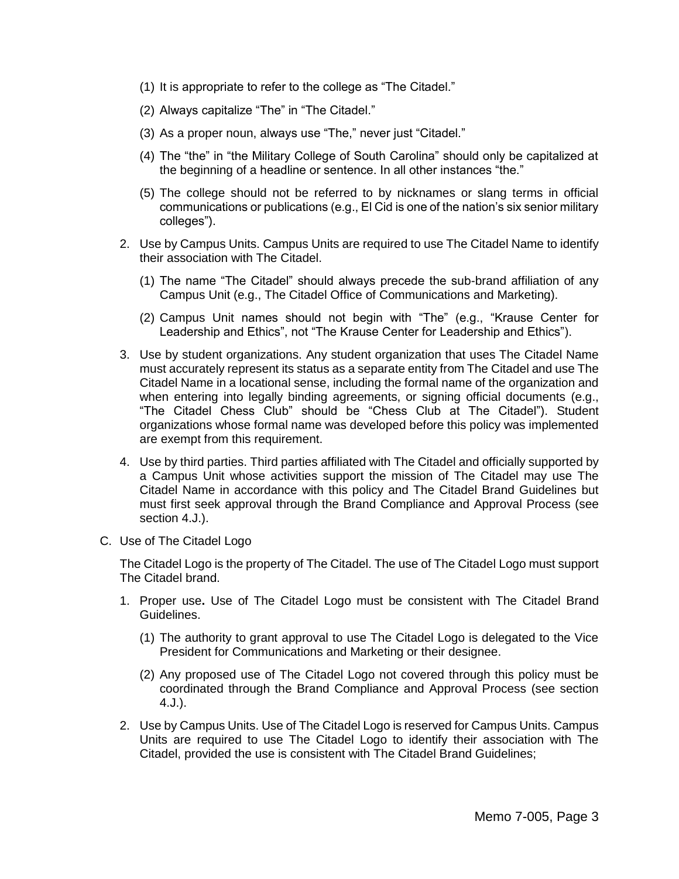(1) It is appropriate to refer to the college as "The Citadel."

(2) Always capitalize "The" in "The Citadel."

(3) As a proper noun, always use "The," never just "Citadel."

(4) The "the" in "the Military College of South Carolina" should only be capitalized at the beginning of a headline or sentence. In all other instances "the."

(5) The college should not be referred to by nicknames or slang terms in official communications or publications (e.g., El Cid is one of the nation's six senior military colleges").

2. Use by Campus Units. Campus Units are required to use The Citadel Name to identify their association with The Citadel.

   (1) The name "The Citadel" should always precede the sub-brand affiliation of any Campus Unit (e.g., The Citadel Office of Communications and Marketing).

   (2) Campus Unit names should not begin with "The" (e.g., "Krause Center for Leadership and Ethics", not "The Krause Center for Leadership and Ethics").

3. Use by student organizations. Any student organization that uses The Citadel Name must accurately represent its status as a separate entity from The Citadel and use The Citadel Name in a locational sense, including the formal name of the organization and when entering into legally binding agreements, or signing official documents (e.g., "The Citadel Chess Club" should be "Chess Club at The Citadel"). Student organizations whose formal name was developed before this policy was implemented are exempt from this requirement.

4. Use by third parties. Third parties affiliated with The Citadel and officially supported by a Campus Unit whose activities support the mission of The Citadel may use The Citadel Name in accordance with this policy and The Citadel Brand Guidelines but must first seek approval through the Brand Compliance and Approval Process (see section 4.J.).

C. Use of The Citadel Logo

The Citadel Logo is the property of The Citadel. The use of The Citadel Logo must support The Citadel brand.

1. Proper use**.** Use of The Citadel Logo must be consistent with The Citadel Brand Guidelines.

   (1) The authority to grant approval to use The Citadel Logo is delegated to the Vice President for Communications and Marketing or their designee.

   (2) Any proposed use of The Citadel Logo not covered through this policy must be coordinated through the Brand Compliance and Approval Process (see section 4.J.).

2. Use by Campus Units. Use of The Citadel Logo is reserved for Campus Units. Campus Units are required to use The Citadel Logo to identify their association with The Citadel, provided the use is consistent with The Citadel Brand Guidelines;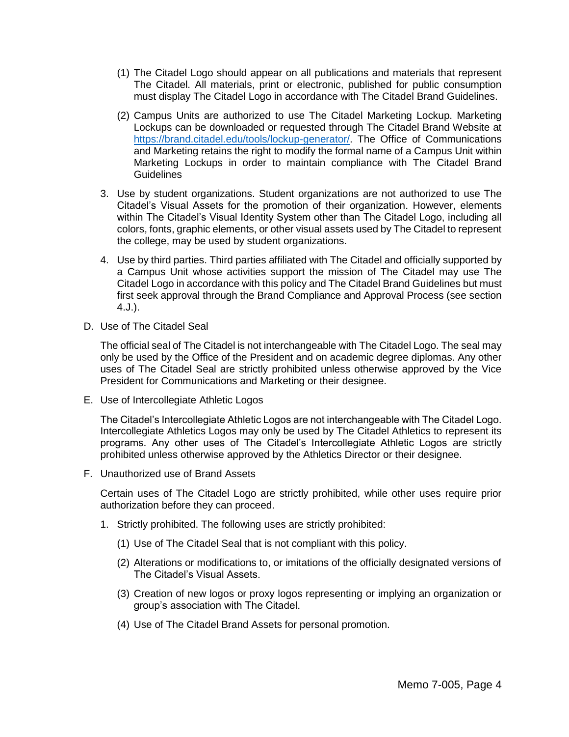(1) The Citadel Logo should appear on all publications and materials that represent The Citadel. All materials, print or electronic, published for public consumption must display The Citadel Logo in accordance with The Citadel Brand Guidelines.

(2) Campus Units are authorized to use The Citadel Marketing Lockup. Marketing Lockups can be downloaded or requested through The Citadel Brand Website at https://brand.citadel.edu/tools/lockup-generator/. The Office of Communications and Marketing retains the right to modify the formal name of a Campus Unit within Marketing Lockups in order to maintain compliance with The Citadel Brand Guidelines

3. Use by student organizations. Student organizations are not authorized to use The Citadel's Visual Assets for the promotion of their organization. However, elements within The Citadel's Visual Identity System other than The Citadel Logo, including all colors, fonts, graphic elements, or other visual assets used by The Citadel to represent the college, may be used by student organizations.

4. Use by third parties. Third parties affiliated with The Citadel and officially supported by a Campus Unit whose activities support the mission of The Citadel may use The Citadel Logo in accordance with this policy and The Citadel Brand Guidelines but must first seek approval through the Brand Compliance and Approval Process (see section 4.J.).

D. Use of The Citadel Seal

The official seal of The Citadel is not interchangeable with The Citadel Logo. The seal may only be used by the Office of the President and on academic degree diplomas. Any other uses of The Citadel Seal are strictly prohibited unless otherwise approved by the Vice President for Communications and Marketing or their designee.

E. Use of Intercollegiate Athletic Logos

The Citadel's Intercollegiate Athletic Logos are not interchangeable with The Citadel Logo. Intercollegiate Athletics Logos may only be used by The Citadel Athletics to represent its programs. Any other uses of The Citadel's Intercollegiate Athletic Logos are strictly prohibited unless otherwise approved by the Athletics Director or their designee.

F. Unauthorized use of Brand Assets

Certain uses of The Citadel Logo are strictly prohibited, while other uses require prior authorization before they can proceed.

1. Strictly prohibited. The following uses are strictly prohibited:

(1) Use of The Citadel Seal that is not compliant with this policy.

(2) Alterations or modifications to, or imitations of the officially designated versions of The Citadel's Visual Assets.

(3) Creation of new logos or proxy logos representing or implying an organization or group's association with The Citadel.

(4) Use of The Citadel Brand Assets for personal promotion.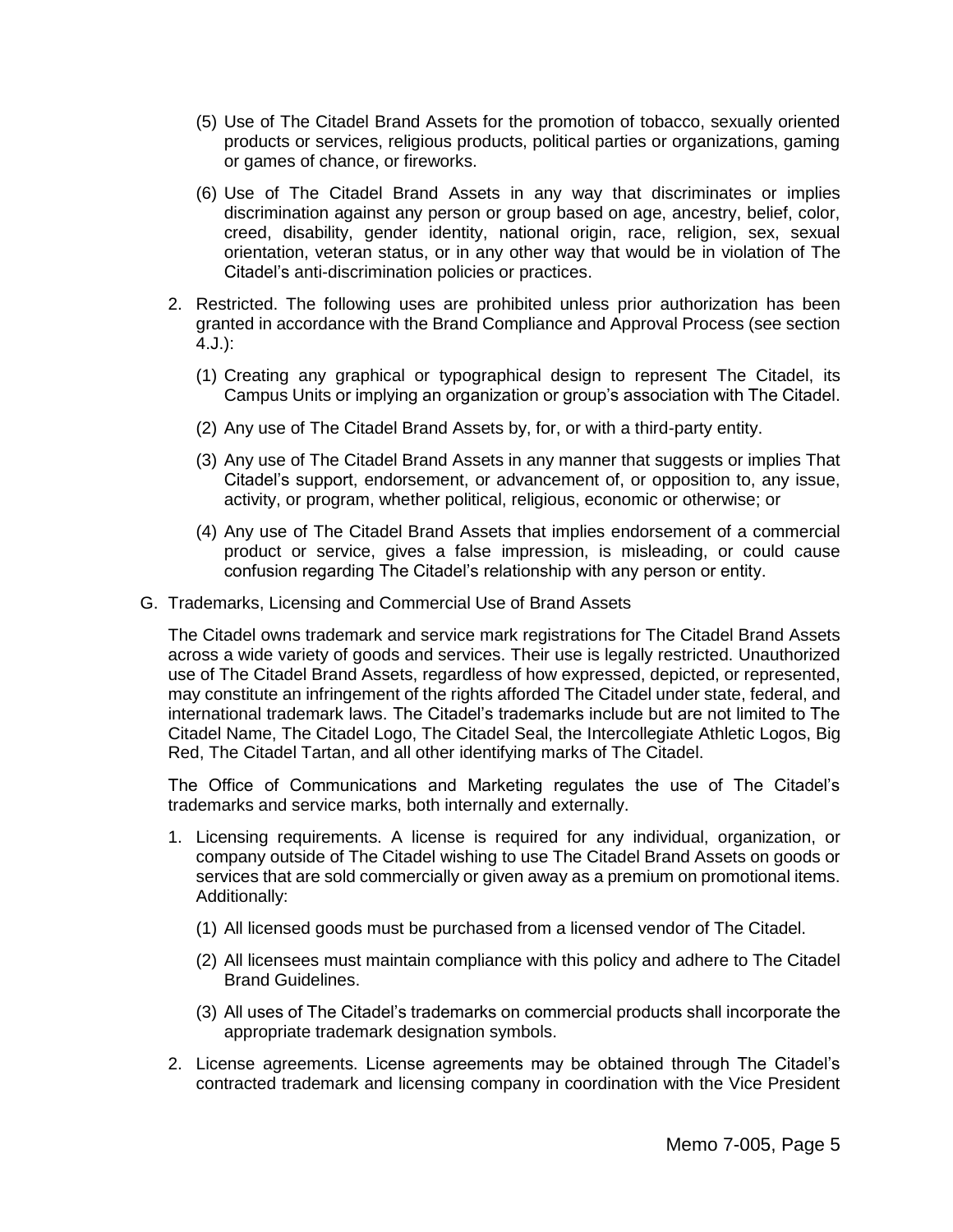(5) Use of The Citadel Brand Assets for the promotion of tobacco, sexually oriented products or services, religious products, political parties or organizations, gaming or games of chance, or fireworks.

(6) Use of The Citadel Brand Assets in any way that discriminates or implies discrimination against any person or group based on age, ancestry, belief, color, creed, disability, gender identity, national origin, race, religion, sex, sexual orientation, veteran status, or in any other way that would be in violation of The Citadel's anti-discrimination policies or practices.

2. Restricted. The following uses are prohibited unless prior authorization has been granted in accordance with the Brand Compliance and Approval Process (see section 4.J.):

   (1) Creating any graphical or typographical design to represent The Citadel, its Campus Units or implying an organization or group's association with The Citadel.

   (2) Any use of The Citadel Brand Assets by, for, or with a third-party entity.

   (3) Any use of The Citadel Brand Assets in any manner that suggests or implies That Citadel's support, endorsement, or advancement of, or opposition to, any issue, activity, or program, whether political, religious, economic or otherwise; or

   (4) Any use of The Citadel Brand Assets that implies endorsement of a commercial product or service, gives a false impression, is misleading, or could cause confusion regarding The Citadel's relationship with any person or entity.

G. Trademarks, Licensing and Commercial Use of Brand Assets

The Citadel owns trademark and service mark registrations for The Citadel Brand Assets across a wide variety of goods and services. Their use is legally restricted. Unauthorized use of The Citadel Brand Assets, regardless of how expressed, depicted, or represented, may constitute an infringement of the rights afforded The Citadel under state, federal, and international trademark laws. The Citadel's trademarks include but are not limited to The Citadel Name, The Citadel Logo, The Citadel Seal, the Intercollegiate Athletic Logos, Big Red, The Citadel Tartan, and all other identifying marks of The Citadel.

The Office of Communications and Marketing regulates the use of The Citadel's trademarks and service marks, both internally and externally.

1. Licensing requirements. A license is required for any individual, organization, or company outside of The Citadel wishing to use The Citadel Brand Assets on goods or services that are sold commercially or given away as a premium on promotional items. Additionally:

   (1) All licensed goods must be purchased from a licensed vendor of The Citadel.

   (2) All licensees must maintain compliance with this policy and adhere to The Citadel Brand Guidelines.

   (3) All uses of The Citadel's trademarks on commercial products shall incorporate the appropriate trademark designation symbols.

2. License agreements. License agreements may be obtained through The Citadel's contracted trademark and licensing company in coordination with the Vice President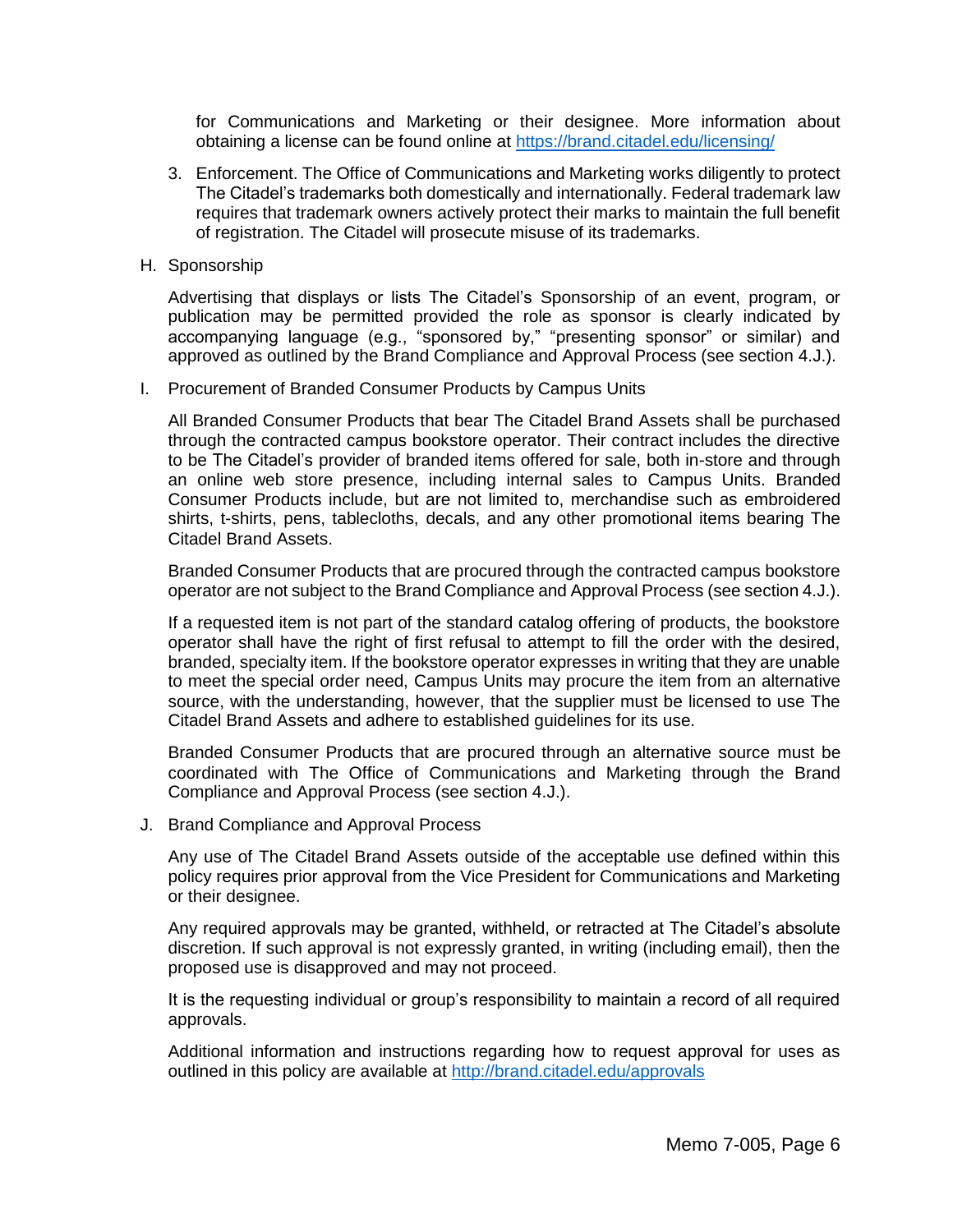for Communications and Marketing or their designee. More information about obtaining a license can be found online at [https://brand.citadel.edu/licensing/](https://brand.citadel.edu/licensing/)

3. Enforcement. The Office of Communications and Marketing works diligently to protect The Citadel's trademarks both domestically and internationally. Federal trademark law requires that trademark owners actively protect their marks to maintain the full benefit of registration. The Citadel will prosecute misuse of its trademarks.

H. Sponsorship

Advertising that displays or lists The Citadel's Sponsorship of an event, program, or publication may be permitted provided the role as sponsor is clearly indicated by accompanying language (e.g., "sponsored by," "presenting sponsor" or similar) and approved as outlined by the Brand Compliance and Approval Process (see section 4.J.).

I. Procurement of Branded Consumer Products by Campus Units

All Branded Consumer Products that bear The Citadel Brand Assets shall be purchased through the contracted campus bookstore operator. Their contract includes the directive to be The Citadel's provider of branded items offered for sale, both in-store and through an online web store presence, including internal sales to Campus Units. Branded Consumer Products include, but are not limited to, merchandise such as embroidered shirts, t-shirts, pens, tablecloths, decals, and any other promotional items bearing The Citadel Brand Assets.

Branded Consumer Products that are procured through the contracted campus bookstore operator are not subject to the Brand Compliance and Approval Process (see section 4.J.).

If a requested item is not part of the standard catalog offering of products, the bookstore operator shall have the right of first refusal to attempt to fill the order with the desired, branded, specialty item. If the bookstore operator expresses in writing that they are unable to meet the special order need, Campus Units may procure the item from an alternative source, with the understanding, however, that the supplier must be licensed to use The Citadel Brand Assets and adhere to established guidelines for its use.

Branded Consumer Products that are procured through an alternative source must be coordinated with The Office of Communications and Marketing through the Brand Compliance and Approval Process (see section 4.J.).

J. Brand Compliance and Approval Process

Any use of The Citadel Brand Assets outside of the acceptable use defined within this policy requires prior approval from the Vice President for Communications and Marketing or their designee.

Any required approvals may be granted, withheld, or retracted at The Citadel's absolute discretion. If such approval is not expressly granted, in writing (including email), then the proposed use is disapproved and may not proceed.

It is the requesting individual or group's responsibility to maintain a record of all required approvals.

Additional information and instructions regarding how to request approval for uses as outlined in this policy are available at [http://brand.citadel.edu/approvals](http://brand.citadel.edu/approvals)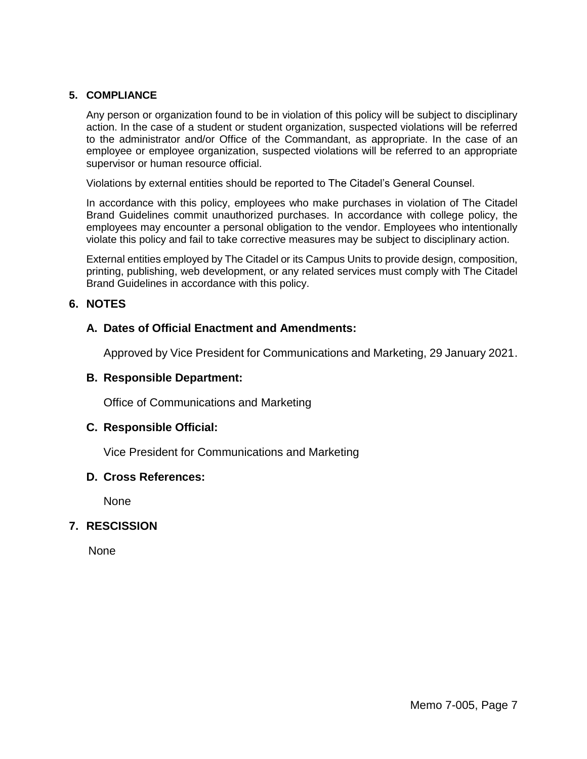## 5. COMPLIANCE

Any person or organization found to be in violation of this policy will be subject to disciplinary action. In the case of a student or student organization, suspected violations will be referred to the administrator and/or Office of the Commandant, as appropriate. In the case of an employee or employee organization, suspected violations will be referred to an appropriate supervisor or human resource official.

Violations by external entities should be reported to The Citadel's General Counsel.

In accordance with this policy, employees who make purchases in violation of The Citadel Brand Guidelines commit unauthorized purchases. In accordance with college policy, the employees may encounter a personal obligation to the vendor. Employees who intentionally violate this policy and fail to take corrective measures may be subject to disciplinary action.

External entities employed by The Citadel or its Campus Units to provide design, composition, printing, publishing, web development, or any related services must comply with The Citadel Brand Guidelines in accordance with this policy.

## 6. NOTES

### A. Dates of Official Enactment and Amendments:

Approved by Vice President for Communications and Marketing, 29 January 2021.

### B. Responsible Department:

Office of Communications and Marketing

### C. Responsible Official:

Vice President for Communications and Marketing

### D. Cross References:

None

## 7. RESCISSION

None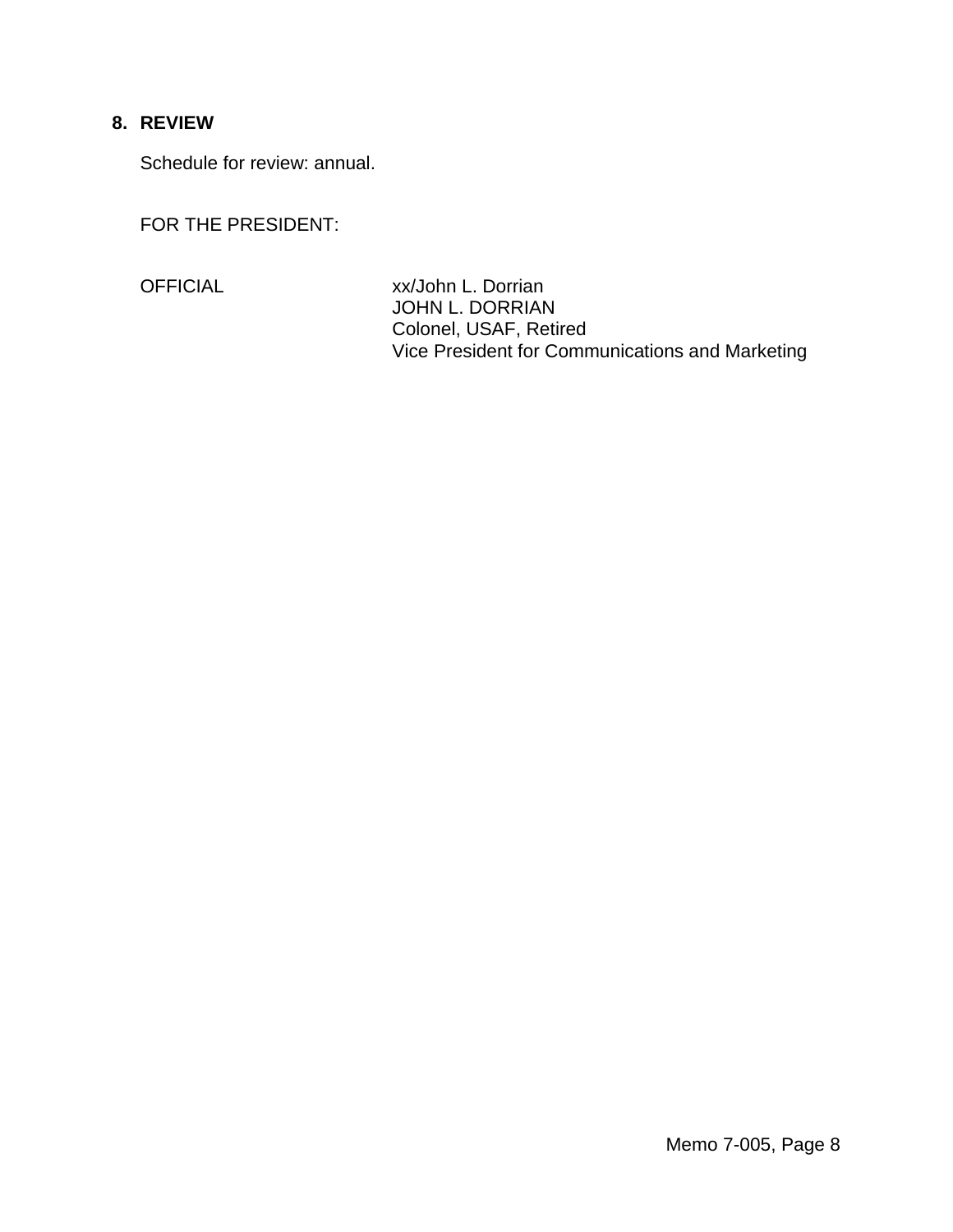## 8. REVIEW

Schedule for review: annual.

FOR THE PRESIDENT:

OFFICIAL

xx/John L. Dorrian
JOHN L. DORRIAN
Colonel, USAF, Retired
Vice President for Communications and Marketing